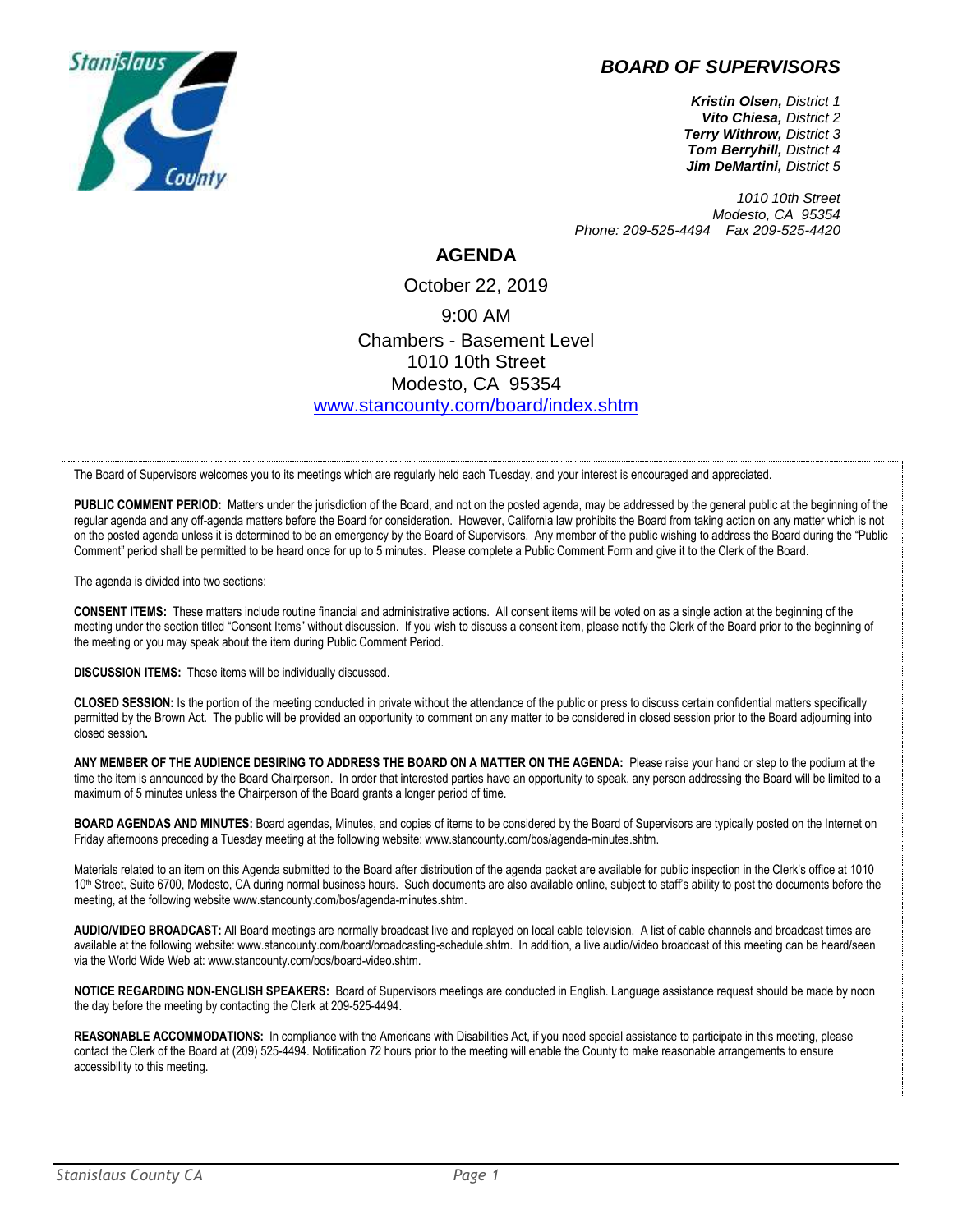# BOARD OF SUPERVISORS

***Kristin Olsen,*** *District 1*
***Vito Chiesa,*** *District 2*
***Terry Withrow,*** *District 3*
***Tom Berryhill,*** *District 4*
***Jim DeMartini,*** *District 5*

*1010 10th Street*
*Modesto, CA 95354*
*Phone: 209-525-4494 Fax 209-525-4420*

## AGENDA

October 22, 2019

9:00 AM

Chambers - Basement Level
1010 10th Street
Modesto, CA 95354
[www.stancounty.com/board/index.shtm](www.stancounty.com/board/index.shtm)

The Board of Supervisors welcomes you to its meetings which are regularly held each Tuesday, and your interest is encouraged and appreciated.

**PUBLIC COMMENT PERIOD:** Matters under the jurisdiction of the Board, and not on the posted agenda, may be addressed by the general public at the beginning of the regular agenda and any off-agenda matters before the Board for consideration. However, California law prohibits the Board from taking action on any matter which is not on the posted agenda unless it is determined to be an emergency by the Board of Supervisors. Any member of the public wishing to address the Board during the "Public Comment" period shall be permitted to be heard once for up to 5 minutes. Please complete a Public Comment Form and give it to the Clerk of the Board.

The agenda is divided into two sections:

**CONSENT ITEMS:** These matters include routine financial and administrative actions. All consent items will be voted on as a single action at the beginning of the meeting under the section titled "Consent Items" without discussion. If you wish to discuss a consent item, please notify the Clerk of the Board prior to the beginning of the meeting or you may speak about the item during Public Comment Period.

**DISCUSSION ITEMS:** These items will be individually discussed.

**CLOSED SESSION:** Is the portion of the meeting conducted in private without the attendance of the public or press to discuss certain confidential matters specifically permitted by the Brown Act. The public will be provided an opportunity to comment on any matter to be considered in closed session prior to the Board adjourning into closed session**.**

**ANY MEMBER OF THE AUDIENCE DESIRING TO ADDRESS THE BOARD ON A MATTER ON THE AGENDA:** Please raise your hand or step to the podium at the time the item is announced by the Board Chairperson. In order that interested parties have an opportunity to speak, any person addressing the Board will be limited to a maximum of 5 minutes unless the Chairperson of the Board grants a longer period of time.

**BOARD AGENDAS AND MINUTES:** Board agendas, Minutes, and copies of items to be considered by the Board of Supervisors are typically posted on the Internet on Friday afternoons preceding a Tuesday meeting at the following website: www.stancounty.com/bos/agenda-minutes.shtm.

Materials related to an item on this Agenda submitted to the Board after distribution of the agenda packet are available for public inspection in the Clerk's office at 1010 10th Street, Suite 6700, Modesto, CA during normal business hours. Such documents are also available online, subject to staff's ability to post the documents before the meeting, at the following website www.stancounty.com/bos/agenda-minutes.shtm.

**AUDIO/VIDEO BROADCAST:** All Board meetings are normally broadcast live and replayed on local cable television. A list of cable channels and broadcast times are available at the following website: www.stancounty.com/board/broadcasting-schedule.shtm. In addition, a live audio/video broadcast of this meeting can be heard/seen via the World Wide Web at: www.stancounty.com/bos/board-video.shtm.

**NOTICE REGARDING NON-ENGLISH SPEAKERS:** Board of Supervisors meetings are conducted in English. Language assistance request should be made by noon the day before the meeting by contacting the Clerk at 209-525-4494.

**REASONABLE ACCOMMODATIONS:** In compliance with the Americans with Disabilities Act, if you need special assistance to participate in this meeting, please contact the Clerk of the Board at (209) 525-4494. Notification 72 hours prior to the meeting will enable the County to make reasonable arrangements to ensure accessibility to this meeting.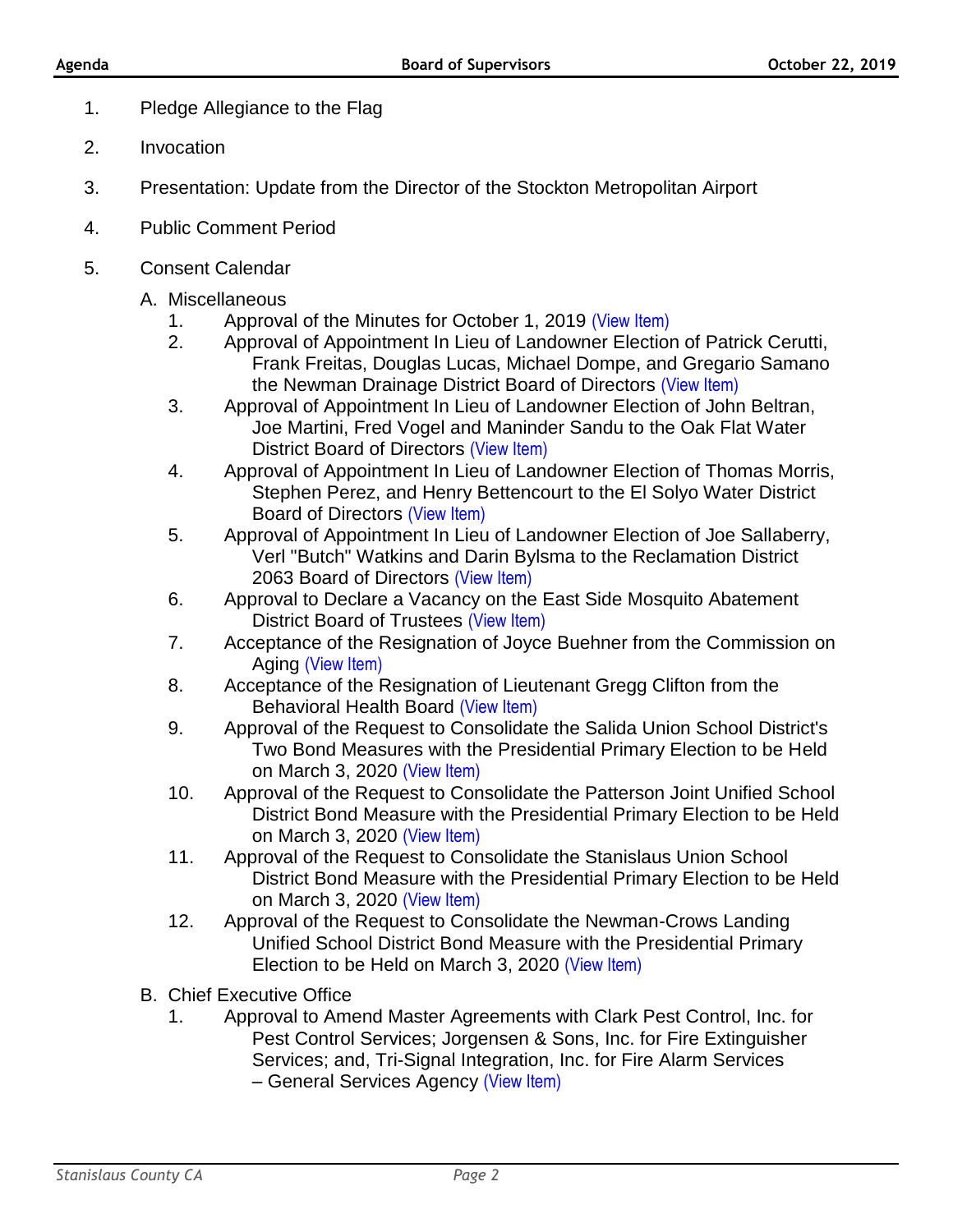1. Pledge Allegiance to the Flag
2. Invocation
3. Presentation: Update from the Director of the Stockton Metropolitan Airport
4. Public Comment Period
5. Consent Calendar

   A. Miscellaneous

      1. Approval of the Minutes for October 1, 2019 (View Item)
      2. Approval of Appointment In Lieu of Landowner Election of Patrick Cerutti, Frank Freitas, Douglas Lucas, Michael Dompe, and Gregario Samano the Newman Drainage District Board of Directors (View Item)
      3. Approval of Appointment In Lieu of Landowner Election of John Beltran, Joe Martini, Fred Vogel and Maninder Sandu to the Oak Flat Water District Board of Directors (View Item)
      4. Approval of Appointment In Lieu of Landowner Election of Thomas Morris, Stephen Perez, and Henry Bettencourt to the El Solyo Water District Board of Directors (View Item)
      5. Approval of Appointment In Lieu of Landowner Election of Joe Sallaberry, Verl "Butch" Watkins and Darin Bylsma to the Reclamation District 2063 Board of Directors (View Item)
      6. Approval to Declare a Vacancy on the East Side Mosquito Abatement District Board of Trustees (View Item)
      7. Acceptance of the Resignation of Joyce Buehner from the Commission on Aging (View Item)
      8. Acceptance of the Resignation of Lieutenant Gregg Clifton from the Behavioral Health Board (View Item)
      9. Approval of the Request to Consolidate the Salida Union School District's Two Bond Measures with the Presidential Primary Election to be Held on March 3, 2020 (View Item)
      10. Approval of the Request to Consolidate the Patterson Joint Unified School District Bond Measure with the Presidential Primary Election to be Held on March 3, 2020 (View Item)
      11. Approval of the Request to Consolidate the Stanislaus Union School District Bond Measure with the Presidential Primary Election to be Held on March 3, 2020 (View Item)
      12. Approval of the Request to Consolidate the Newman-Crows Landing Unified School District Bond Measure with the Presidential Primary Election to be Held on March 3, 2020 (View Item)

   B. Chief Executive Office

      1. Approval to Amend Master Agreements with Clark Pest Control, Inc. for Pest Control Services; Jorgensen & Sons, Inc. for Fire Extinguisher Services; and, Tri-Signal Integration, Inc. for Fire Alarm Services – General Services Agency (View Item)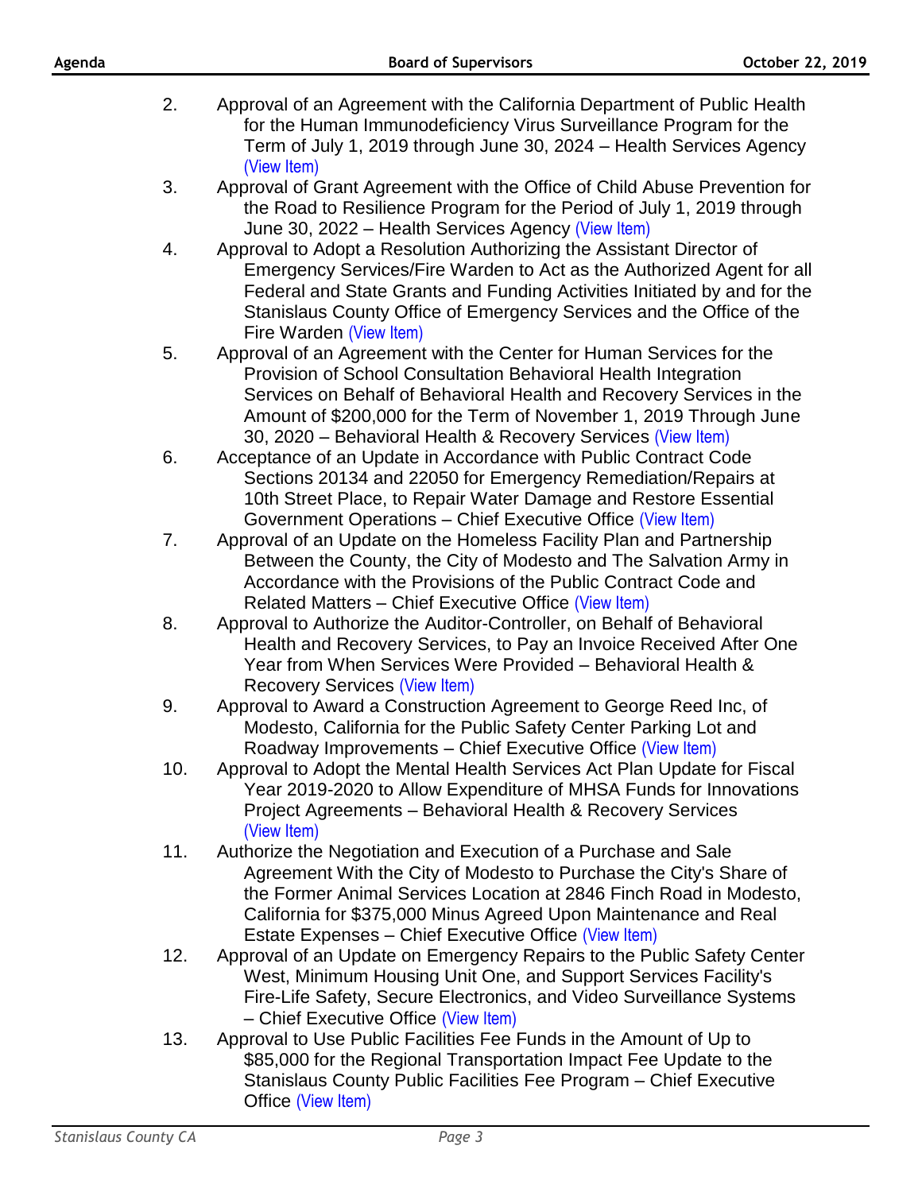2. Approval of an Agreement with the California Department of Public Health for the Human Immunodeficiency Virus Surveillance Program for the Term of July 1, 2019 through June 30, 2024 – Health Services Agency (View Item)
3. Approval of Grant Agreement with the Office of Child Abuse Prevention for the Road to Resilience Program for the Period of July 1, 2019 through June 30, 2022 – Health Services Agency (View Item)
4. Approval to Adopt a Resolution Authorizing the Assistant Director of Emergency Services/Fire Warden to Act as the Authorized Agent for all Federal and State Grants and Funding Activities Initiated by and for the Stanislaus County Office of Emergency Services and the Office of the Fire Warden (View Item)
5. Approval of an Agreement with the Center for Human Services for the Provision of School Consultation Behavioral Health Integration Services on Behalf of Behavioral Health and Recovery Services in the Amount of $200,000 for the Term of November 1, 2019 Through June 30, 2020 – Behavioral Health & Recovery Services (View Item)
6. Acceptance of an Update in Accordance with Public Contract Code Sections 20134 and 22050 for Emergency Remediation/Repairs at 10th Street Place, to Repair Water Damage and Restore Essential Government Operations – Chief Executive Office (View Item)
7. Approval of an Update on the Homeless Facility Plan and Partnership Between the County, the City of Modesto and The Salvation Army in Accordance with the Provisions of the Public Contract Code and Related Matters – Chief Executive Office (View Item)
8. Approval to Authorize the Auditor-Controller, on Behalf of Behavioral Health and Recovery Services, to Pay an Invoice Received After One Year from When Services Were Provided – Behavioral Health & Recovery Services (View Item)
9. Approval to Award a Construction Agreement to George Reed Inc, of Modesto, California for the Public Safety Center Parking Lot and Roadway Improvements – Chief Executive Office (View Item)
10. Approval to Adopt the Mental Health Services Act Plan Update for Fiscal Year 2019-2020 to Allow Expenditure of MHSA Funds for Innovations Project Agreements – Behavioral Health & Recovery Services (View Item)
11. Authorize the Negotiation and Execution of a Purchase and Sale Agreement With the City of Modesto to Purchase the City's Share of the Former Animal Services Location at 2846 Finch Road in Modesto, California for $375,000 Minus Agreed Upon Maintenance and Real Estate Expenses – Chief Executive Office (View Item)
12. Approval of an Update on Emergency Repairs to the Public Safety Center West, Minimum Housing Unit One, and Support Services Facility's Fire-Life Safety, Secure Electronics, and Video Surveillance Systems – Chief Executive Office (View Item)
13. Approval to Use Public Facilities Fee Funds in the Amount of Up to $85,000 for the Regional Transportation Impact Fee Update to the Stanislaus County Public Facilities Fee Program – Chief Executive Office (View Item)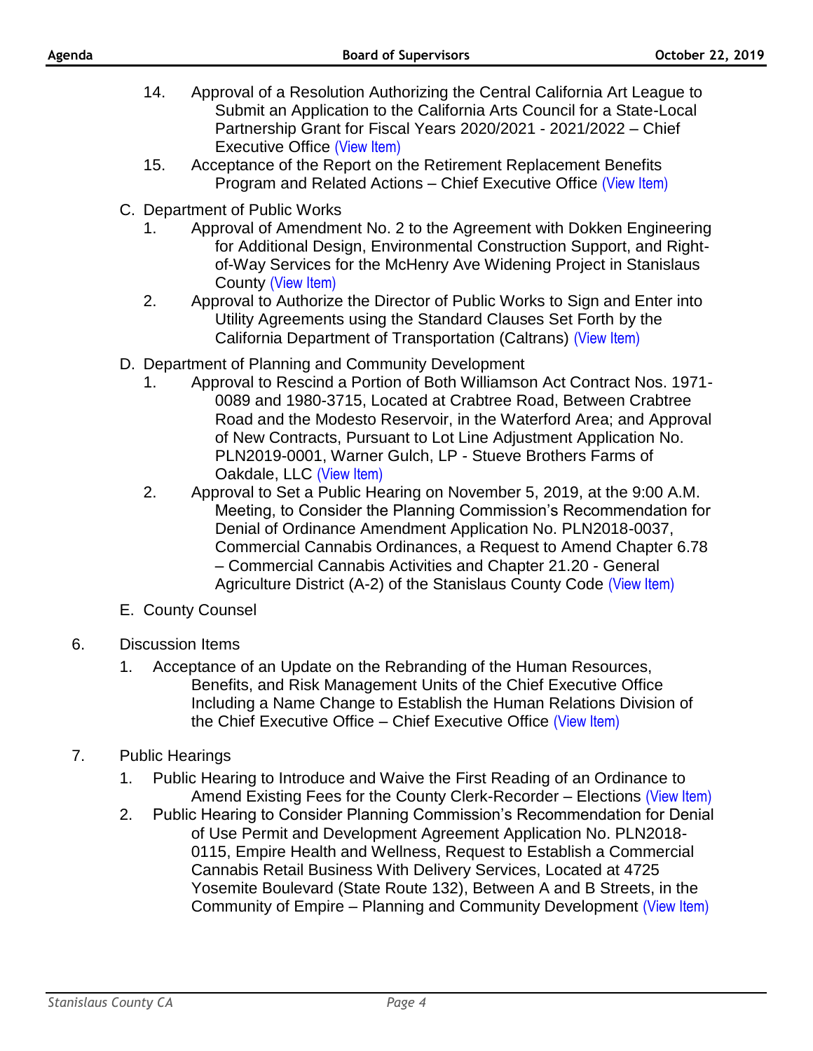14. Approval of a Resolution Authorizing the Central California Art League to Submit an Application to the California Arts Council for a State-Local Partnership Grant for Fiscal Years 2020/2021 - 2021/2022 – Chief Executive Office (View Item)
15. Acceptance of the Report on the Retirement Replacement Benefits Program and Related Actions – Chief Executive Office (View Item)

C. Department of Public Works

1. Approval of Amendment No. 2 to the Agreement with Dokken Engineering for Additional Design, Environmental Construction Support, and Right-of-Way Services for the McHenry Ave Widening Project in Stanislaus County (View Item)
2. Approval to Authorize the Director of Public Works to Sign and Enter into Utility Agreements using the Standard Clauses Set Forth by the California Department of Transportation (Caltrans) (View Item)

D. Department of Planning and Community Development

1. Approval to Rescind a Portion of Both Williamson Act Contract Nos. 1971-0089 and 1980-3715, Located at Crabtree Road, Between Crabtree Road and the Modesto Reservoir, in the Waterford Area; and Approval of New Contracts, Pursuant to Lot Line Adjustment Application No. PLN2019-0001, Warner Gulch, LP - Stueve Brothers Farms of Oakdale, LLC (View Item)
2. Approval to Set a Public Hearing on November 5, 2019, at the 9:00 A.M. Meeting, to Consider the Planning Commission's Recommendation for Denial of Ordinance Amendment Application No. PLN2018-0037, Commercial Cannabis Ordinances, a Request to Amend Chapter 6.78 – Commercial Cannabis Activities and Chapter 21.20 - General Agriculture District (A-2) of the Stanislaus County Code (View Item)

E. County Counsel

6. Discussion Items

1. Acceptance of an Update on the Rebranding of the Human Resources, Benefits, and Risk Management Units of the Chief Executive Office Including a Name Change to Establish the Human Relations Division of the Chief Executive Office – Chief Executive Office (View Item)

7. Public Hearings

1. Public Hearing to Introduce and Waive the First Reading of an Ordinance to Amend Existing Fees for the County Clerk-Recorder – Elections (View Item)
2. Public Hearing to Consider Planning Commission's Recommendation for Denial of Use Permit and Development Agreement Application No. PLN2018-0115, Empire Health and Wellness, Request to Establish a Commercial Cannabis Retail Business With Delivery Services, Located at 4725 Yosemite Boulevard (State Route 132), Between A and B Streets, in the Community of Empire – Planning and Community Development (View Item)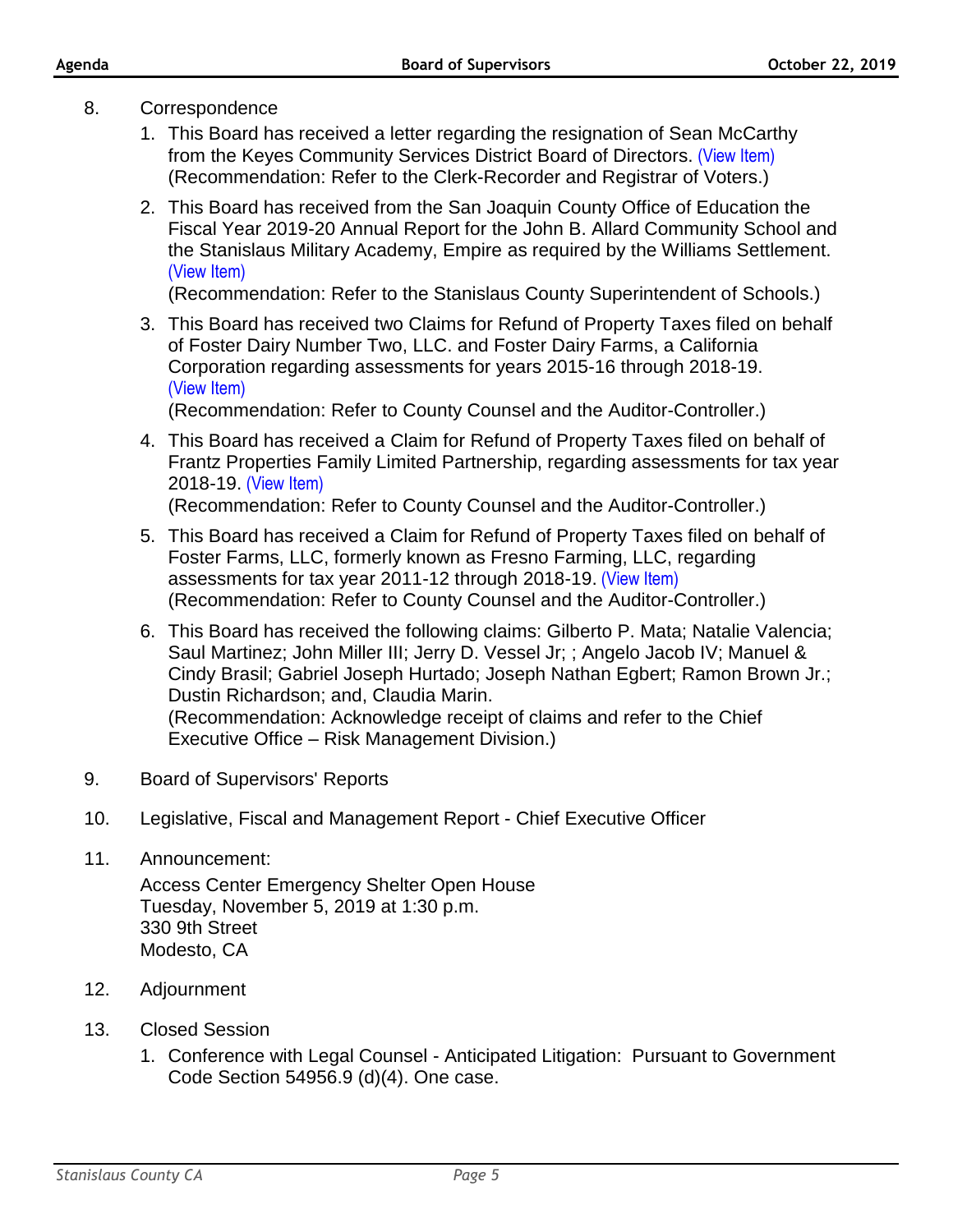8. Correspondence

   1. This Board has received a letter regarding the resignation of Sean McCarthy from the Keyes Community Services District Board of Directors. (View Item)
      (Recommendation: Refer to the Clerk-Recorder and Registrar of Voters.)

   2. This Board has received from the San Joaquin County Office of Education the Fiscal Year 2019-20 Annual Report for the John B. Allard Community School and the Stanislaus Military Academy, Empire as required by the Williams Settlement. (View Item)
      (Recommendation: Refer to the Stanislaus County Superintendent of Schools.)

   3. This Board has received two Claims for Refund of Property Taxes filed on behalf of Foster Dairy Number Two, LLC. and Foster Dairy Farms, a California Corporation regarding assessments for years 2015-16 through 2018-19. (View Item)
      (Recommendation: Refer to County Counsel and the Auditor-Controller.)

   4. This Board has received a Claim for Refund of Property Taxes filed on behalf of Frantz Properties Family Limited Partnership, regarding assessments for tax year 2018-19. (View Item)
      (Recommendation: Refer to County Counsel and the Auditor-Controller.)

   5. This Board has received a Claim for Refund of Property Taxes filed on behalf of Foster Farms, LLC, formerly known as Fresno Farming, LLC, regarding assessments for tax year 2011-12 through 2018-19. (View Item)
      (Recommendation: Refer to County Counsel and the Auditor-Controller.)

   6. This Board has received the following claims: Gilberto P. Mata; Natalie Valencia; Saul Martinez; John Miller III; Jerry D. Vessel Jr; ; Angelo Jacob IV; Manuel & Cindy Brasil; Gabriel Joseph Hurtado; Joseph Nathan Egbert; Ramon Brown Jr.; Dustin Richardson; and, Claudia Marin.
      (Recommendation: Acknowledge receipt of claims and refer to the Chief Executive Office – Risk Management Division.)

9. Board of Supervisors' Reports

10. Legislative, Fiscal and Management Report - Chief Executive Officer

11. Announcement:

    Access Center Emergency Shelter Open House
    Tuesday, November 5, 2019 at 1:30 p.m.
    330 9th Street
    Modesto, CA

12. Adjournment

13. Closed Session

    1. Conference with Legal Counsel - Anticipated Litigation: Pursuant to Government Code Section 54956.9 (d)(4). One case.